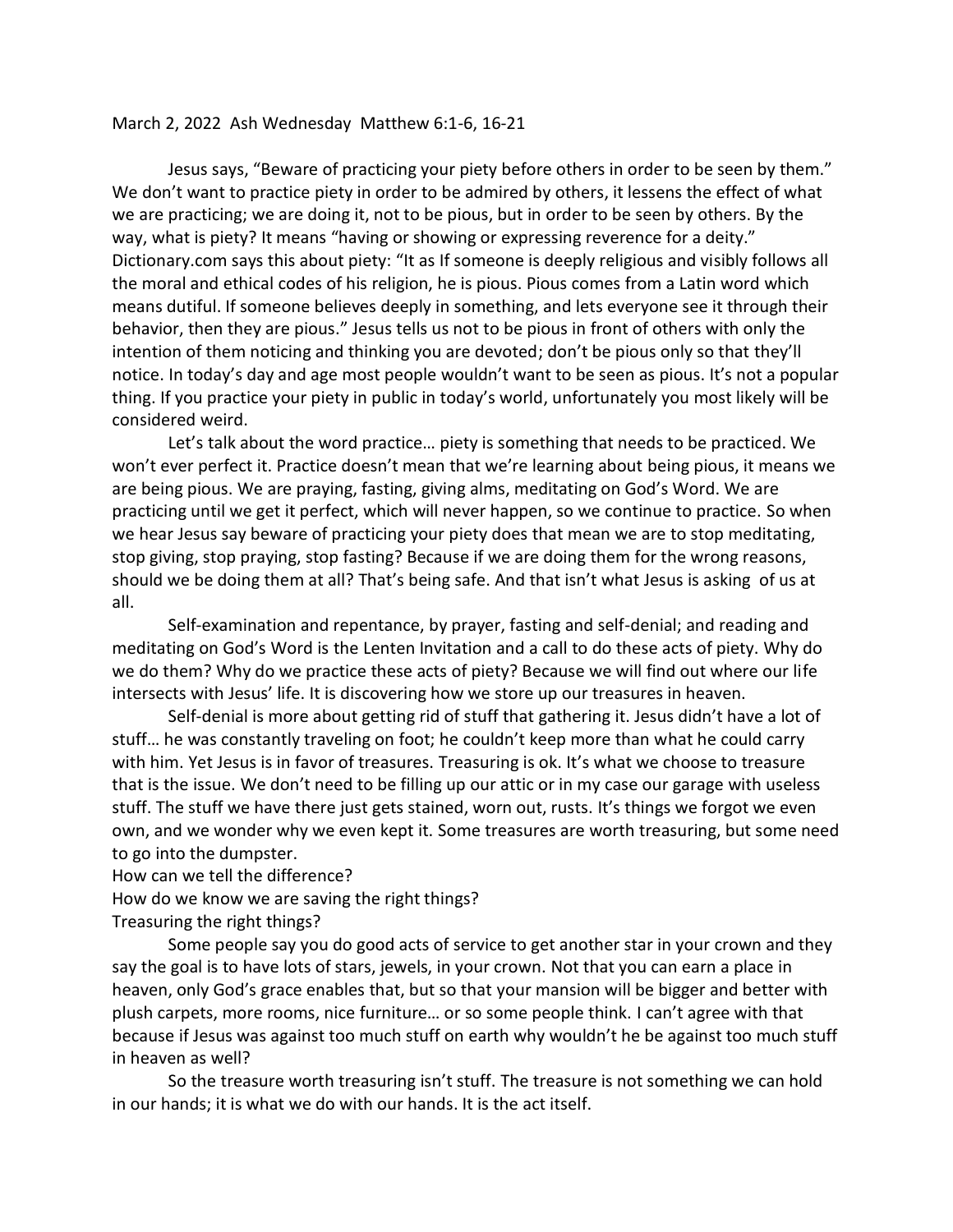March 2, 2022 Ash Wednesday Matthew 6:1-6, 16-21

Jesus says, "Beware of practicing your piety before others in order to be seen by them." We don't want to practice piety in order to be admired by others, it lessens the effect of what we are practicing; we are doing it, not to be pious, but in order to be seen by others. By the way, what is piety? It means "having or showing or expressing reverence for a deity." Dictionary.com says this about piety: "It as If someone is deeply religious and visibly follows all the moral and ethical codes of his religion, he is pious. Pious comes from a Latin word which means dutiful. If someone believes deeply in something, and lets everyone see it through their behavior, then they are pious." Jesus tells us not to be pious in front of others with only the intention of them noticing and thinking you are devoted; don't be pious only so that they'll notice. In today's day and age most people wouldn't want to be seen as pious. It's not a popular thing. If you practice your piety in public in today's world, unfortunately you most likely will be considered weird.

Let's talk about the word practice… piety is something that needs to be practiced. We won't ever perfect it. Practice doesn't mean that we're learning about being pious, it means we are being pious. We are praying, fasting, giving alms, meditating on God's Word. We are practicing until we get it perfect, which will never happen, so we continue to practice. So when we hear Jesus say beware of practicing your piety does that mean we are to stop meditating, stop giving, stop praying, stop fasting? Because if we are doing them for the wrong reasons, should we be doing them at all? That's being safe. And that isn't what Jesus is asking of us at all.

Self-examination and repentance, by prayer, fasting and self-denial; and reading and meditating on God's Word is the Lenten Invitation and a call to do these acts of piety. Why do we do them? Why do we practice these acts of piety? Because we will find out where our life intersects with Jesus' life. It is discovering how we store up our treasures in heaven.

Self-denial is more about getting rid of stuff that gathering it. Jesus didn't have a lot of stuff… he was constantly traveling on foot; he couldn't keep more than what he could carry with him. Yet Jesus is in favor of treasures. Treasuring is ok. It's what we choose to treasure that is the issue. We don't need to be filling up our attic or in my case our garage with useless stuff. The stuff we have there just gets stained, worn out, rusts. It's things we forgot we even own, and we wonder why we even kept it. Some treasures are worth treasuring, but some need to go into the dumpster.

How can we tell the difference?

How do we know we are saving the right things?

Treasuring the right things?

Some people say you do good acts of service to get another star in your crown and they say the goal is to have lots of stars, jewels, in your crown. Not that you can earn a place in heaven, only God's grace enables that, but so that your mansion will be bigger and better with plush carpets, more rooms, nice furniture… or so some people think. I can't agree with that because if Jesus was against too much stuff on earth why wouldn't he be against too much stuff in heaven as well?

So the treasure worth treasuring isn't stuff. The treasure is not something we can hold in our hands; it is what we do with our hands. It is the act itself.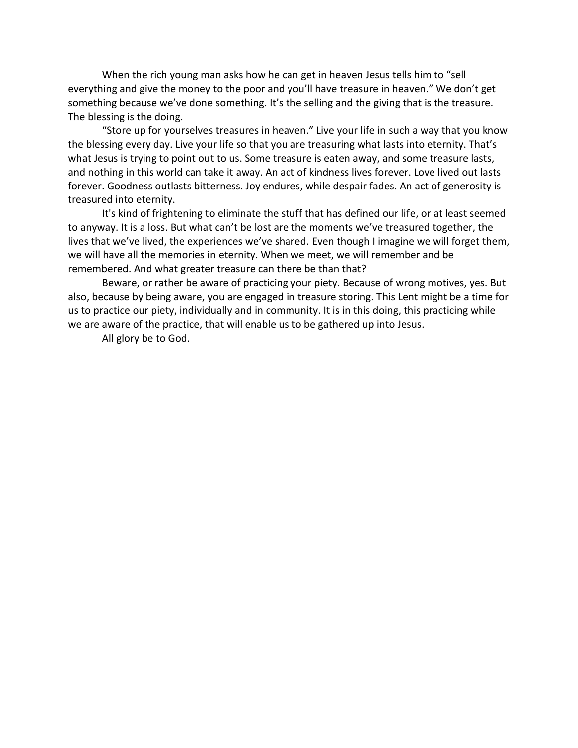When the rich young man asks how he can get in heaven Jesus tells him to "sell everything and give the money to the poor and you'll have treasure in heaven." We don't get something because we've done something. It's the selling and the giving that is the treasure. The blessing is the doing.

"Store up for yourselves treasures in heaven." Live your life in such a way that you know the blessing every day. Live your life so that you are treasuring what lasts into eternity. That's what Jesus is trying to point out to us. Some treasure is eaten away, and some treasure lasts, and nothing in this world can take it away. An act of kindness lives forever. Love lived out lasts forever. Goodness outlasts bitterness. Joy endures, while despair fades. An act of generosity is treasured into eternity.

It's kind of frightening to eliminate the stuff that has defined our life, or at least seemed to anyway. It is a loss. But what can't be lost are the moments we've treasured together, the lives that we've lived, the experiences we've shared. Even though I imagine we will forget them, we will have all the memories in eternity. When we meet, we will remember and be remembered. And what greater treasure can there be than that?

Beware, or rather be aware of practicing your piety. Because of wrong motives, yes. But also, because by being aware, you are engaged in treasure storing. This Lent might be a time for us to practice our piety, individually and in community. It is in this doing, this practicing while we are aware of the practice, that will enable us to be gathered up into Jesus.

All glory be to God.